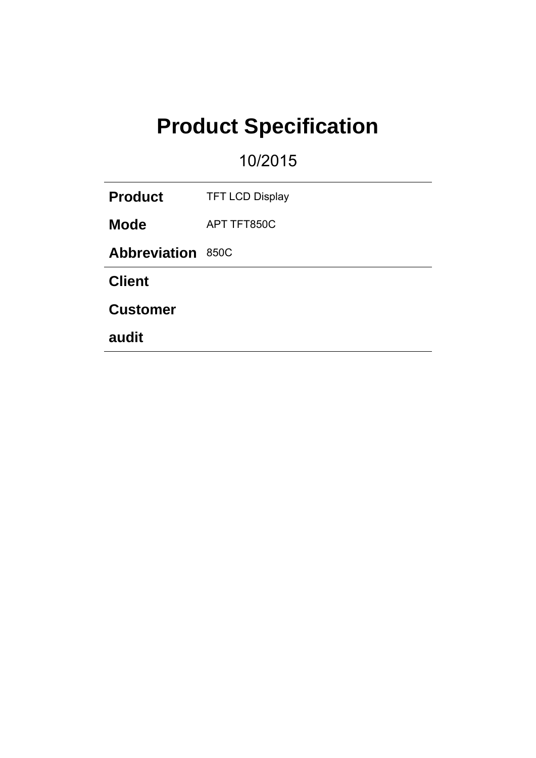# Product Specification

10/2015

| | |
|---|---|
| **Product** | TFT LCD Display |
| **Mode** | APT TFT850C |
| **Abbreviation** | 850C |
| **Client** | |
| **Customer** | |
| **audit** | |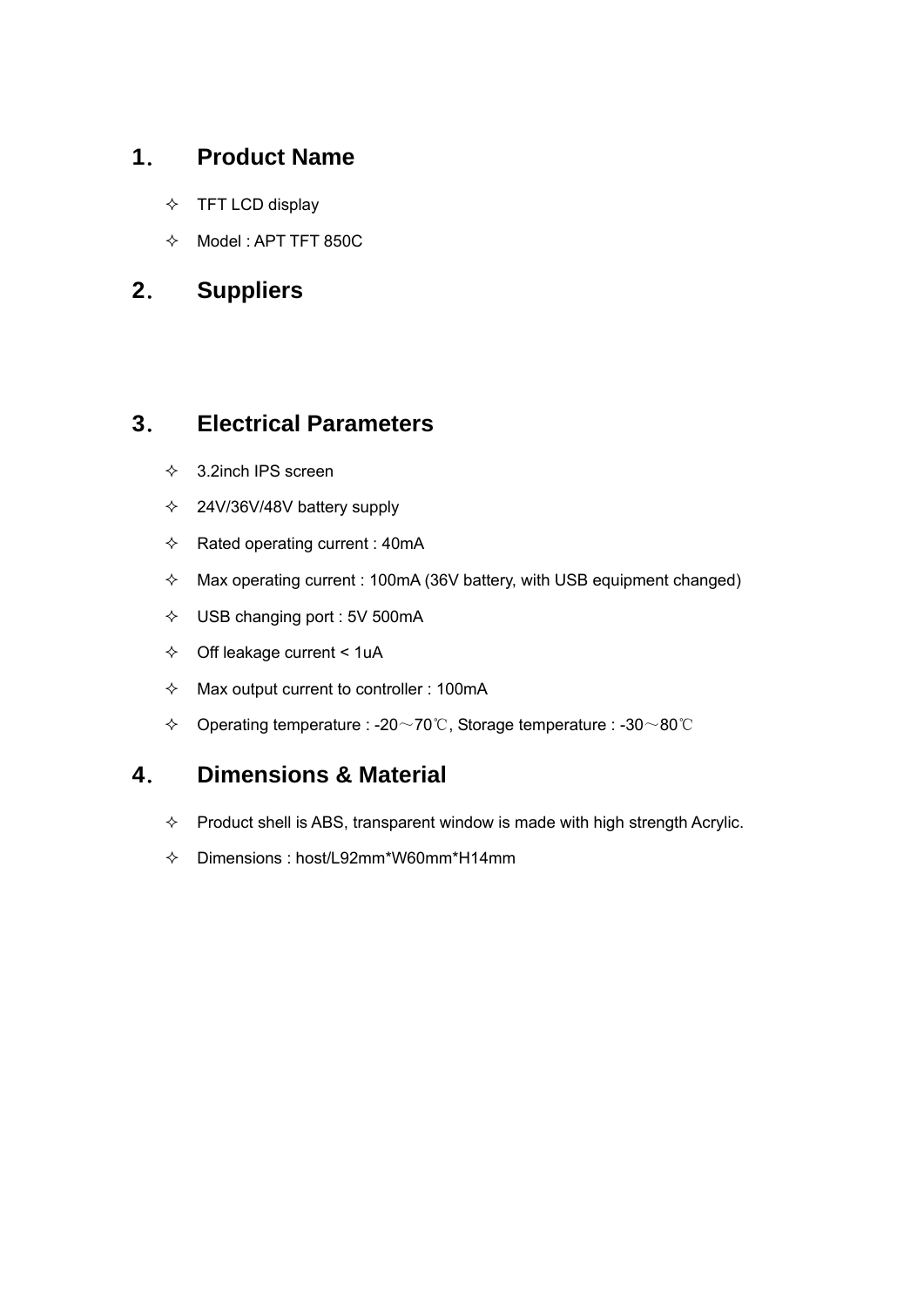## 1. Product Name

- TFT LCD display
- Model : APT TFT 850C

## 2. Suppliers

## 3. Electrical Parameters

- 3.2inch IPS screen
- 24V/36V/48V battery supply
- Rated operating current : 40mA
- Max operating current : 100mA (36V battery, with USB equipment changed)
- USB changing port : 5V 500mA
- Off leakage current < 1uA
- Max output current to controller : 100mA
- Operating temperature : -20～70℃, Storage temperature : -30～80℃

## 4. Dimensions & Material

- Product shell is ABS, transparent window is made with high strength Acrylic.
- Dimensions : host/L92mm*W60mm*H14mm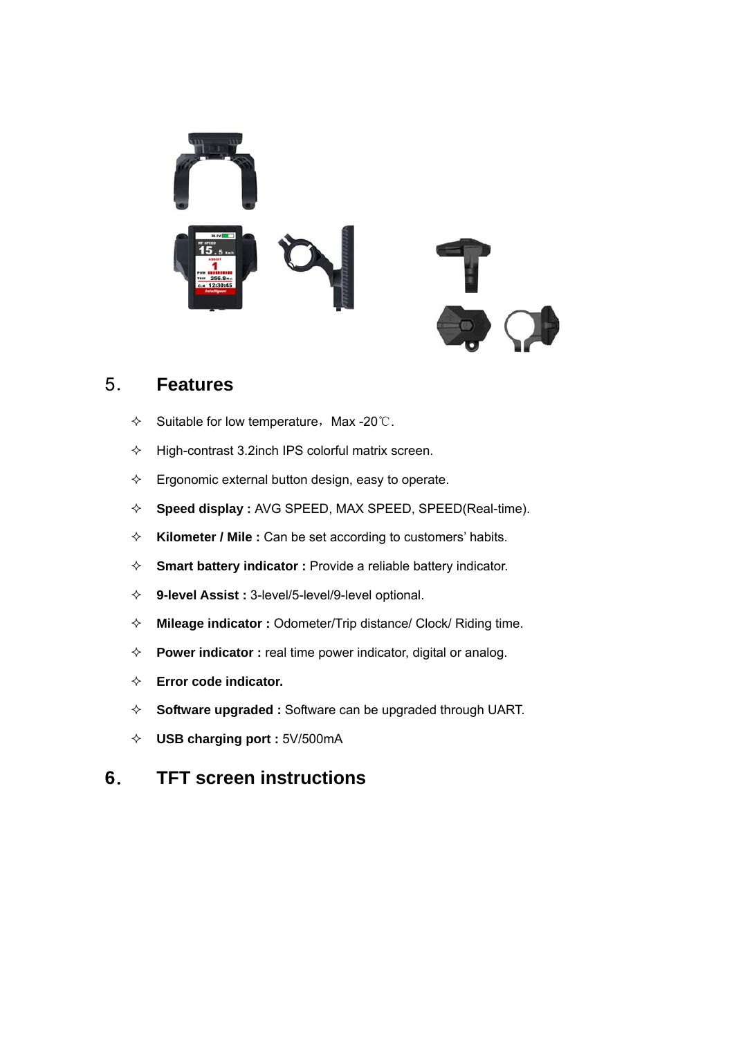## 5. Features

- ✧ Suitable for low temperature，Max -20℃.
- ✧ High-contrast 3.2inch IPS colorful matrix screen.
- ✧ Ergonomic external button design, easy to operate.
- ✧ **Speed display :** AVG SPEED, MAX SPEED, SPEED(Real-time).
- ✧ **Kilometer / Mile :** Can be set according to customers' habits.
- ✧ **Smart battery indicator :** Provide a reliable battery indicator.
- ✧ **9-level Assist :** 3-level/5-level/9-level optional.
- ✧ **Mileage indicator :** Odometer/Trip distance/ Clock/ Riding time.
- ✧ **Power indicator :** real time power indicator, digital or analog.
- ✧ **Error code indicator.**
- ✧ **Software upgraded :** Software can be upgraded through UART.
- ✧ **USB charging port :** 5V/500mA

## 6. TFT screen instructions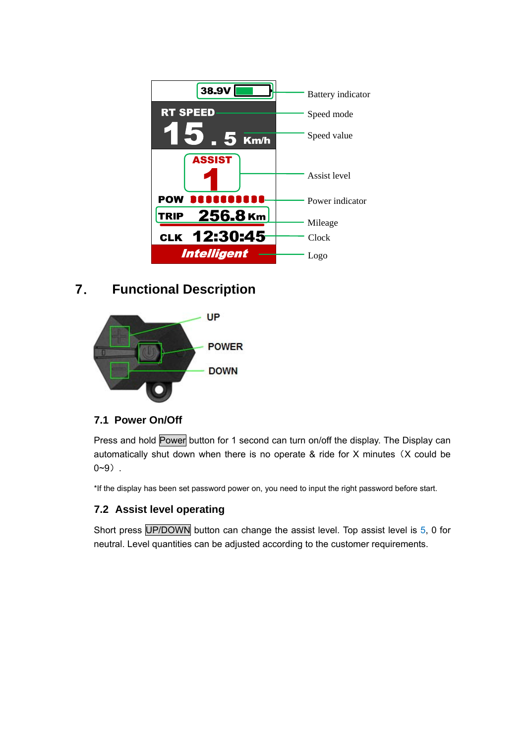## 7. Functional Description

### 7.1 Power On/Off

Press and hold Power button for 1 second can turn on/off the display. The Display can automatically shut down when there is no operate & ride for X minutes（X could be 0~9）.

*If the display has been set password power on, you need to input the right password before start.

### 7.2 Assist level operating

Short press UP/DOWN button can change the assist level. Top assist level is 5, 0 for neutral. Level quantities can be adjusted according to the customer requirements.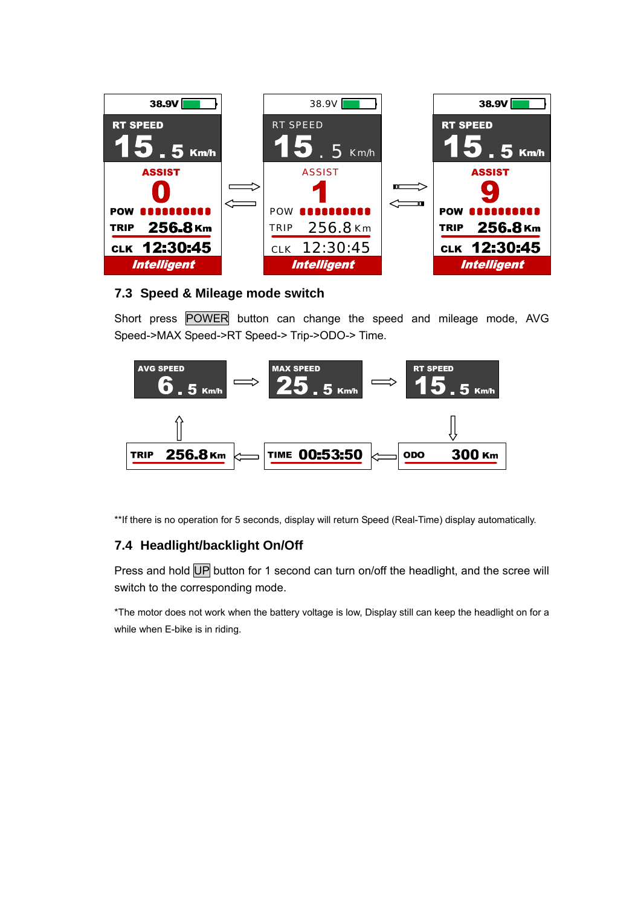## 7.3 Speed & Mileage mode switch

Short press POWER button can change the speed and mileage mode, AVG Speed->MAX Speed->RT Speed-> Trip->ODO-> Time.

**If there is no operation for 5 seconds, display will return Speed (Real-Time) display automatically.

## 7.4 Headlight/backlight On/Off

Press and hold UP button for 1 second can turn on/off the headlight, and the scree will switch to the corresponding mode.

*The motor does not work when the battery voltage is low, Display still can keep the headlight on for a while when E-bike is in riding.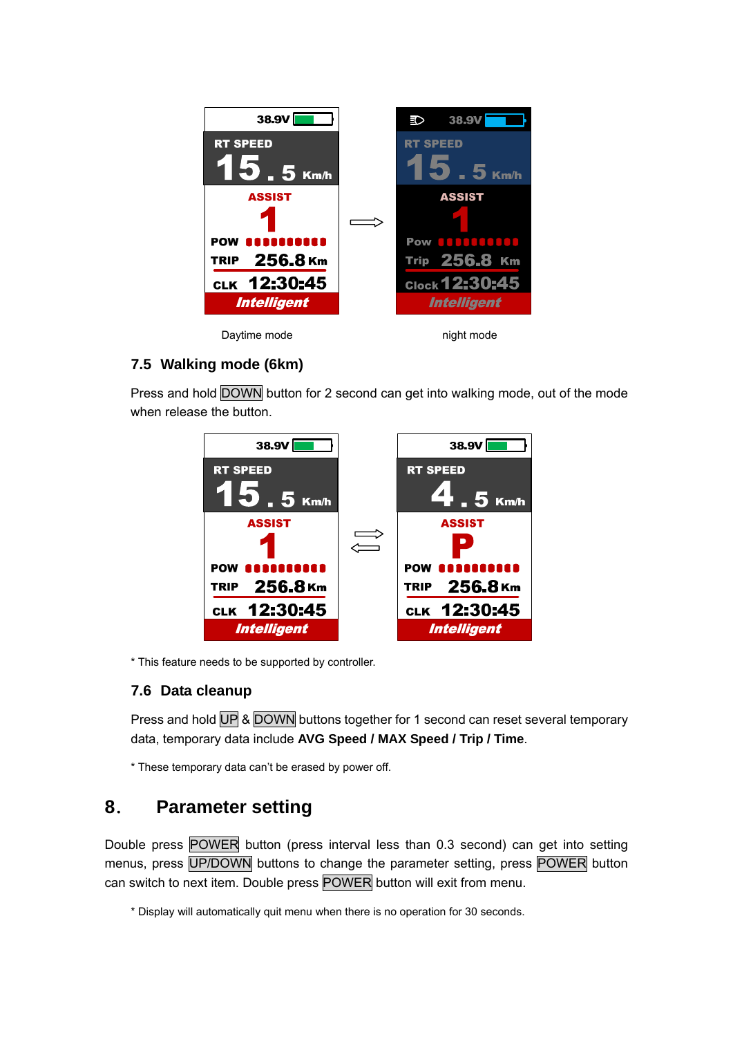Daytime mode night mode

## 7.5 Walking mode (6km)

Press and hold DOWN button for 2 second can get into walking mode, out of the mode when release the button.

* This feature needs to be supported by controller.

## 7.6 Data cleanup

Press and hold UP & DOWN buttons together for 1 second can reset several temporary data, temporary data include **AVG Speed / MAX Speed / Trip / Time**.

* These temporary data can't be erased by power off.

# 8. Parameter setting

Double press POWER button (press interval less than 0.3 second) can get into setting menus, press UP/DOWN buttons to change the parameter setting, press POWER button can switch to next item. Double press POWER button will exit from menu.

* Display will automatically quit menu when there is no operation for 30 seconds.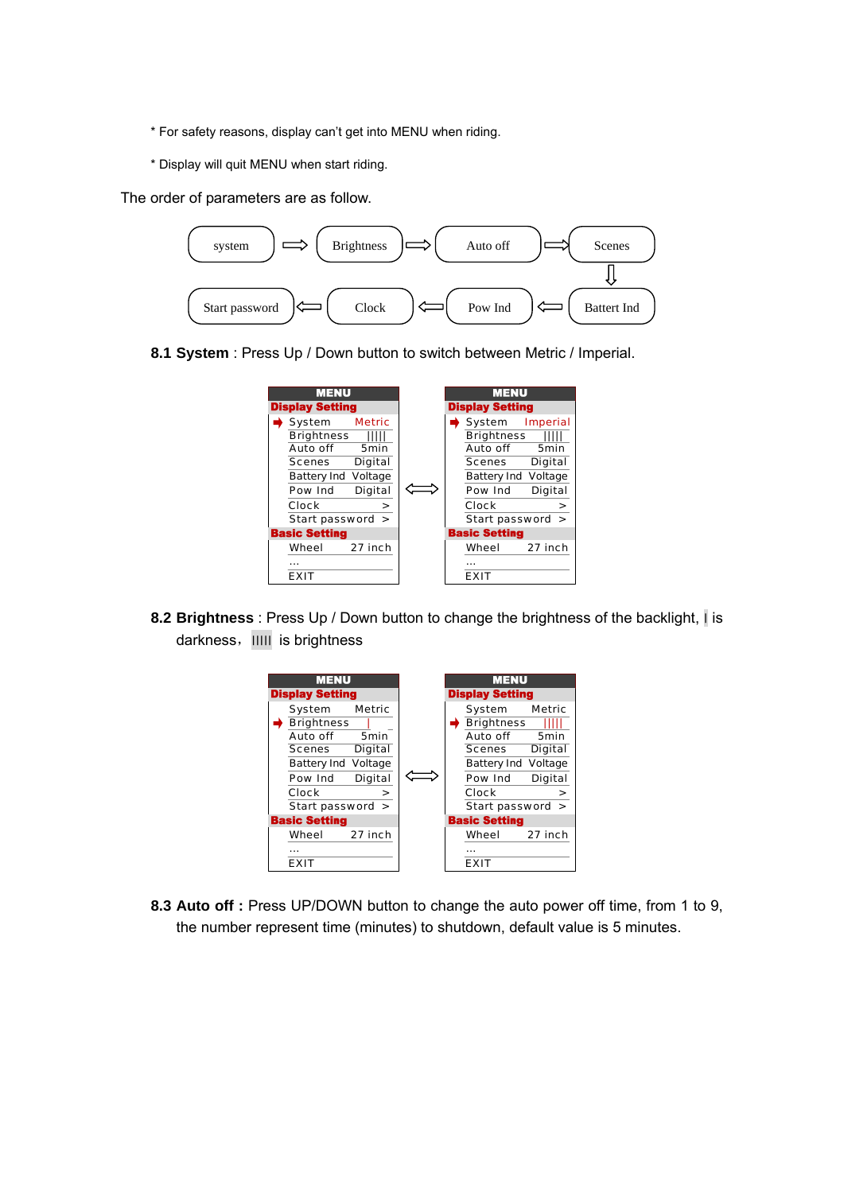* For safety reasons, display can't get into MENU when riding.

* Display will quit MENU when start riding.

The order of parameters are as follow.

system ⇨ Brightness ⇨ Auto off ⇨ Scenes ⇩ Battert Ind ⇦ Pow Ind ⇦ Clock ⇦ Start password

**8.1 System** : Press Up / Down button to switch between Metric / Imperial.

| MENU | |
|---|---|
| **Display Setting** | |
| ➡ System | Metric |
| Brightness | ||||| |
| Auto off | 5min |
| Scenes | Digital |
| Battery Ind | Voltage |
| Pow Ind | Digital |
| Clock | > |
| Start password | > |
| **Basic Setting** | |
| Wheel | 27 inch |
| ... | |
| EXIT | |

⇔

| MENU | |
|---|---|
| **Display Setting** | |
| ➡ System | Imperial |
| Brightness | ||||| |
| Auto off | 5min |
| Scenes | Digital |
| Battery Ind | Voltage |
| Pow Ind | Digital |
| Clock | > |
| Start password | > |
| **Basic Setting** | |
| Wheel | 27 inch |
| ... | |
| EXIT | |

**8.2 Brightness** : Press Up / Down button to change the brightness of the backlight, | is darkness, ||||| is brightness

| MENU | |
|---|---|
| **Display Setting** | |
| System | Metric |
| ➡ Brightness | | |
| Auto off | 5min |
| Scenes | Digital |
| Battery Ind | Voltage |
| Pow Ind | Digital |
| Clock | > |
| Start password | > |
| **Basic Setting** | |
| Wheel | 27 inch |
| ... | |
| EXIT | |

⇔

| MENU | |
|---|---|
| **Display Setting** | |
| System | Metric |
| ➡ Brightness | ||||| |
| Auto off | 5min |
| Scenes | Digital |
| Battery Ind | Voltage |
| Pow Ind | Digital |
| Clock | > |
| Start password | > |
| **Basic Setting** | |
| Wheel | 27 inch |
| ... | |
| EXIT | |

**8.3 Auto off :** Press UP/DOWN button to change the auto power off time, from 1 to 9, the number represent time (minutes) to shutdown, default value is 5 minutes.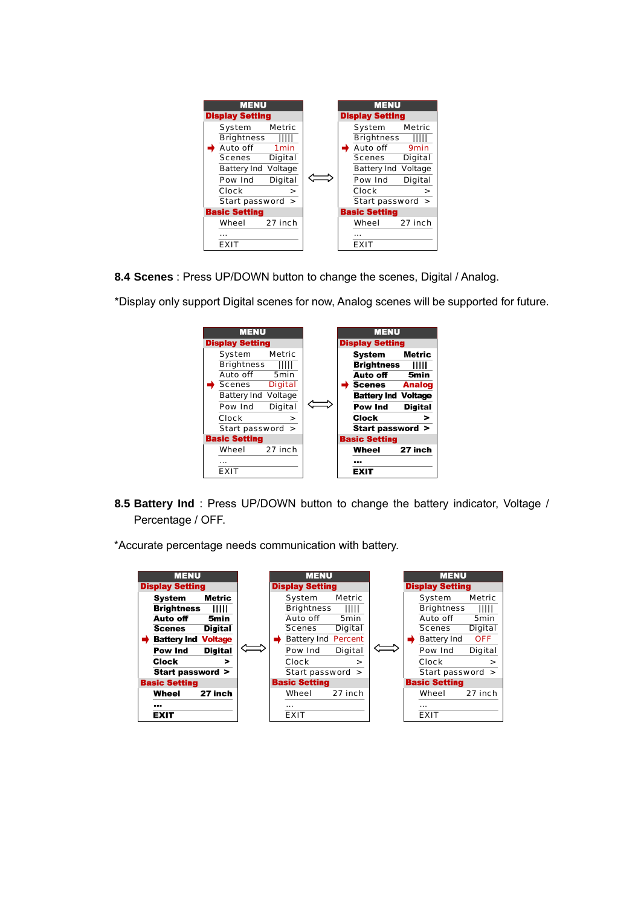| MENU | |
|---|---|
| **Display Setting** | |
| System | Metric |
| Brightness | ||||| |
| ➡ Auto off | 1min |
| Scenes | Digital |
| Battery Ind | Voltage |
| Pow Ind | Digital |
| Clock | > |
| Start password | > |
| **Basic Setting** | |
| Wheel | 27 inch |
| ... | |
| EXIT | |

⟺

| MENU | |
|---|---|
| **Display Setting** | |
| System | Metric |
| Brightness | ||||| |
| ➡ Auto off | 9min |
| Scenes | Digital |
| Battery Ind | Voltage |
| Pow Ind | Digital |
| Clock | > |
| Start password | > |
| **Basic Setting** | |
| Wheel | 27 inch |
| ... | |
| EXIT | |

**8.4 Scenes** : Press UP/DOWN button to change the scenes, Digital / Analog.

*Display only support Digital scenes for now, Analog scenes will be supported for future.

| MENU | |
|---|---|
| **Display Setting** | |
| System | Metric |
| Brightness | ||||| |
| Auto off | 5min |
| ➡ Scenes | Digital |
| Battery Ind | Voltage |
| Pow Ind | Digital |
| Clock | > |
| Start password | > |
| **Basic Setting** | |
| Wheel | 27 inch |
| ... | |
| EXIT | |

⟺

| MENU | |
|---|---|
| **Display Setting** | |
| **System** | **Metric** |
| **Brightness** | **|||||** |
| **Auto off** | **5min** |
| ➡ **Scenes** | **Analog** |
| **Battery Ind** | **Voltage** |
| **Pow Ind** | **Digital** |
| **Clock** | **>** |
| **Start password** | **>** |
| **Basic Setting** | |
| **Wheel** | **27 inch** |
| **...** | |
| **EXIT** | |

**8.5 Battery Ind** : Press UP/DOWN button to change the battery indicator, Voltage / Percentage / OFF.

*Accurate percentage needs communication with battery.

| MENU | |
|---|---|
| **Display Setting** | |
| **System** | **Metric** |
| **Brightness** | **|||||** |
| **Auto off** | **5min** |
| **Scenes** | **Digital** |
| ➡ **Battery Ind** | **Voltage** |
| **Pow Ind** | **Digital** |
| **Clock** | **>** |
| **Start password** | **>** |
| **Basic Setting** | |
| **Wheel** | **27 inch** |
| **...** | |
| **EXIT** | |

⟺

| MENU | |
|---|---|
| **Display Setting** | |
| System | Metric |
| Brightness | ||||| |
| Auto off | 5min |
| Scenes | Digital |
| ➡ Battery Ind | Percent |
| Pow Ind | Digital |
| Clock | > |
| Start password | > |
| **Basic Setting** | |
| Wheel | 27 inch |
| ... | |
| EXIT | |

⟺

| MENU | |
|---|---|
| **Display Setting** | |
| System | Metric |
| Brightness | ||||| |
| Auto off | 5min |
| Scenes | Digital |
| ➡ Battery Ind | OFF |
| Pow Ind | Digital |
| Clock | > |
| Start password | > |
| **Basic Setting** | |
| Wheel | 27 inch |
| ... | |
| EXIT | |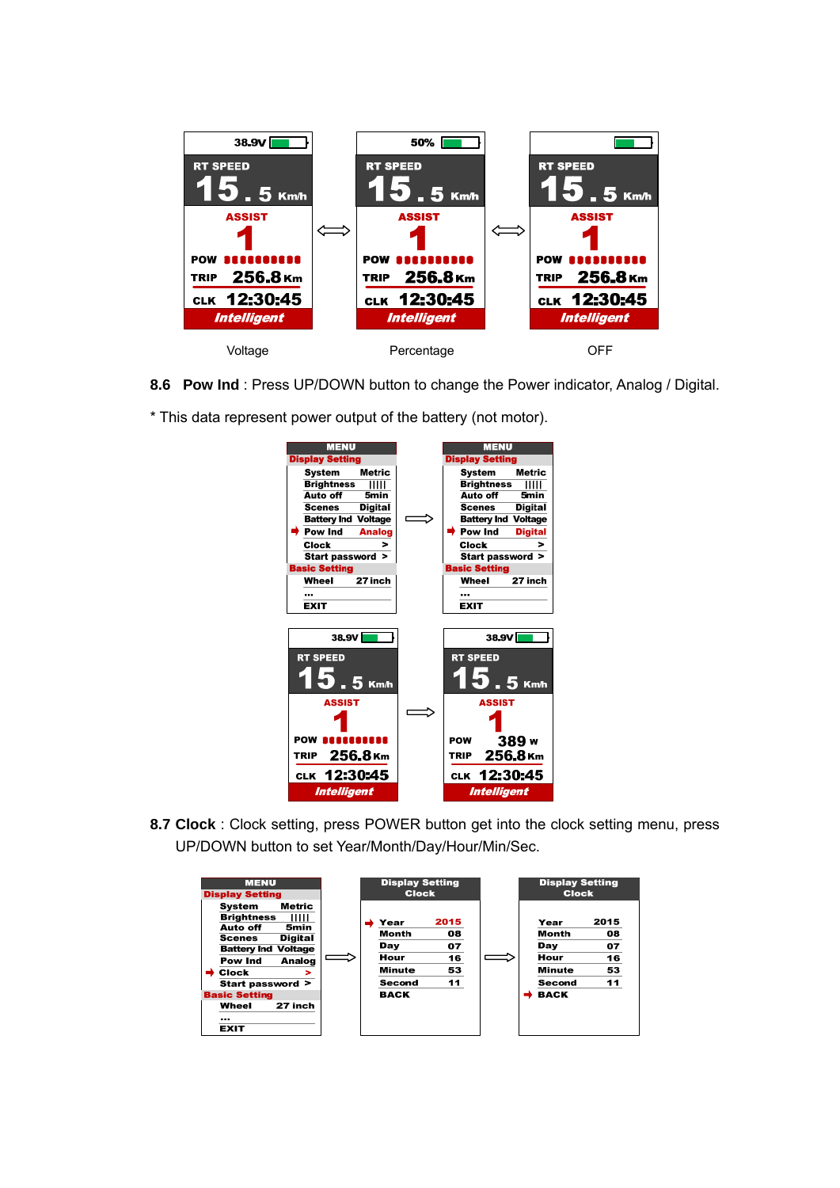| 38.9V | 50% | |
|---|---|---|
| RT SPEED 15.5 Km/h | RT SPEED 15.5 Km/h | RT SPEED 15.5 Km/h |
| ASSIST 1 | ASSIST 1 | ASSIST 1 |
| POW | POW | POW |
| TRIP 256.8 Km | TRIP 256.8 Km | TRIP 256.8 Km |
| CLK 12:30:45 | CLK 12:30:45 | CLK 12:30:45 |
| Intelligent | Intelligent | Intelligent |

Voltage ⟺ Percentage ⟺ OFF

**8.6 Pow Ind** : Press UP/DOWN button to change the Power indicator, Analog / Digital.

* This data represent power output of the battery (not motor).

| MENU | | ⇨ | MENU | |
|---|---|---|---|---|
| Display Setting | | | Display Setting | |
| System | Metric | | System | Metric |
| Brightness | ||||| | | Brightness | ||||| |
| Auto off | 5min | | Auto off | 5min |
| Scenes | Digital | | Scenes | Digital |
| Battery Ind | Voltage | | Battery Ind | Voltage |
| ➜ Pow Ind | Analog | | ➜ Pow Ind | Digital |
| Clock | > | | Clock | > |
| Start password | > | | Start password | > |
| Basic Setting | | | Basic Setting | |
| Wheel | 27 inch | | Wheel | 27 inch |
| ... | | | ... | |
| EXIT | | | EXIT | |

| 38.9V | ⇨ | 38.9V |
|---|---|---|
| RT SPEED 15.5 Km/h | | RT SPEED 15.5 Km/h |
| ASSIST 1 | | ASSIST 1 |
| POW | | POW 389 w |
| TRIP 256.8 Km | | TRIP 256.8 Km |
| CLK 12:30:45 | | CLK 12:30:45 |
| Intelligent | | Intelligent |

**8.7 Clock** : Clock setting, press POWER button get into the clock setting menu, press UP/DOWN button to set Year/Month/Day/Hour/Min/Sec.

| MENU | | ⇨ | Display Setting Clock | | ⇨ | Display Setting Clock | |
|---|---|---|---|---|---|---|---|
| Display Setting | | | | | | | |
| System | Metric | | ➜ Year | 2015 | | Year | 2015 |
| Brightness | ||||| | | Month | 08 | | Month | 08 |
| Auto off | 5min | | Day | 07 | | Day | 07 |
| Scenes | Digital | | Hour | 16 | | Hour | 16 |
| Battery Ind | Voltage | | Minute | 53 | | Minute | 53 |
| Pow Ind | Analog | | Second | 11 | | Second | 11 |
| ➜ Clock | > | | BACK | | | ➜ BACK | |
| Start password | > | | | | | | |
| Basic Setting | | | | | | | |
| Wheel | 27 inch | | | | | | |
| ... | | | | | | | |
| EXIT | | | | | | | |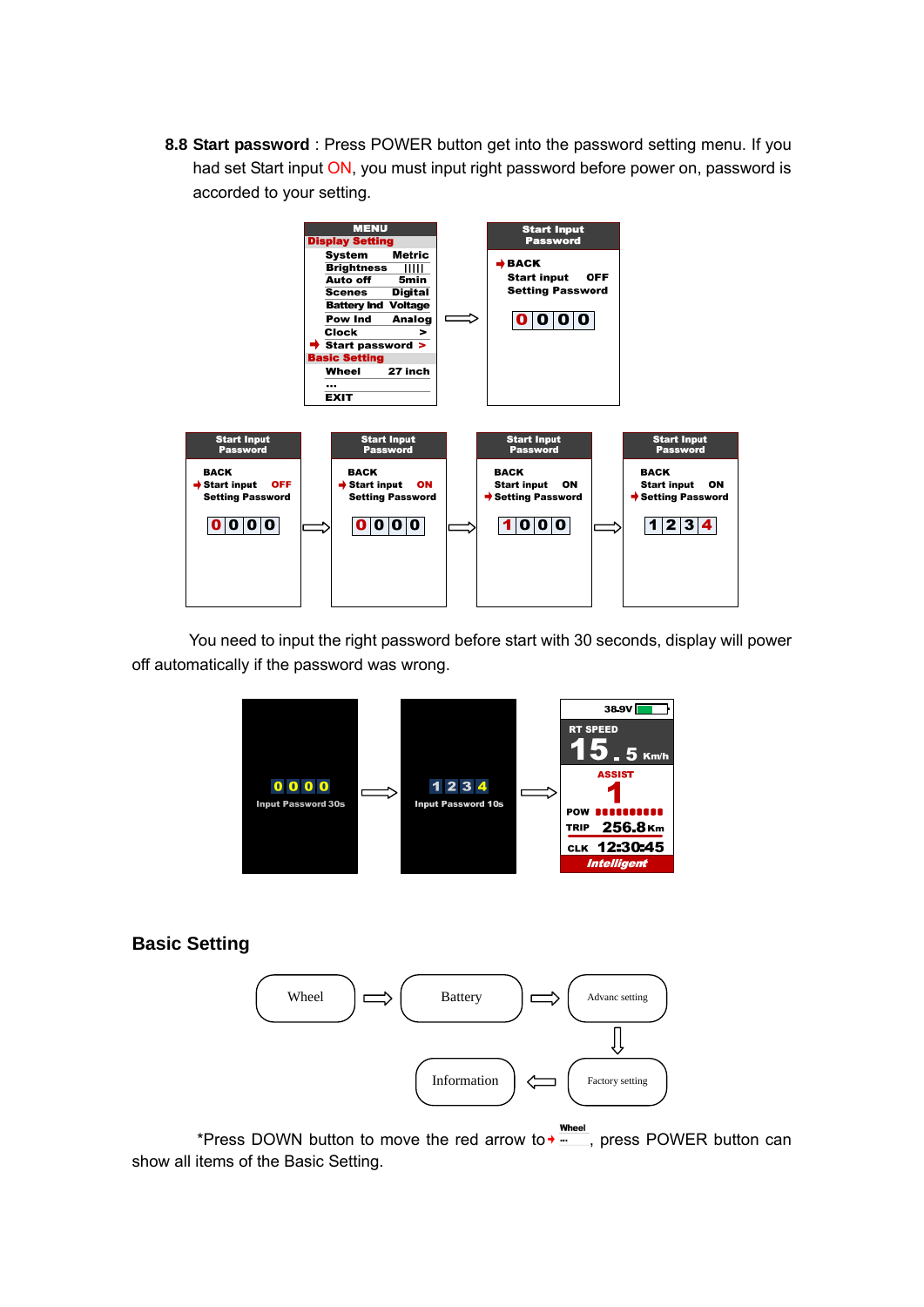**8.8 Start password** : Press POWER button get into the password setting menu. If you had set Start input ON, you must input right password before power on, password is accorded to your setting.

MENU
Display Setting
System Metric
Brightness |||||
Auto off 5min
Scenes Digital
Battery Ind Voltage
Pow Ind Analog
Clock >
Start password >
Basic Setting
Wheel 27 inch
...
EXIT

Start Input Password
BACK
Start input OFF
Setting Password
0 0 0 0

Start Input Password
BACK
Start input OFF
Setting Password
0 0 0 0

Start Input Password
BACK
Start input ON
Setting Password
0 0 0 0

Start Input Password
BACK
Start input ON
Setting Password
1 0 0 0

Start Input Password
BACK
Start input ON
Setting Password
1 2 3 4

You need to input the right password before start with 30 seconds, display will power off automatically if the password was wrong.

0 0 0 0
Input Password 30s

1 2 3 4
Input Password 10s

38.9V
RT SPEED
15.5 Km/h
ASSIST
1
POW
TRIP 256.8Km
CLK 12:30:45
Intelligent

## Basic Setting

Wheel → Battery → Advanc setting → Factory setting → Information

*Press DOWN button to move the red arrow to Wheel ..., press POWER button can show all items of the Basic Setting.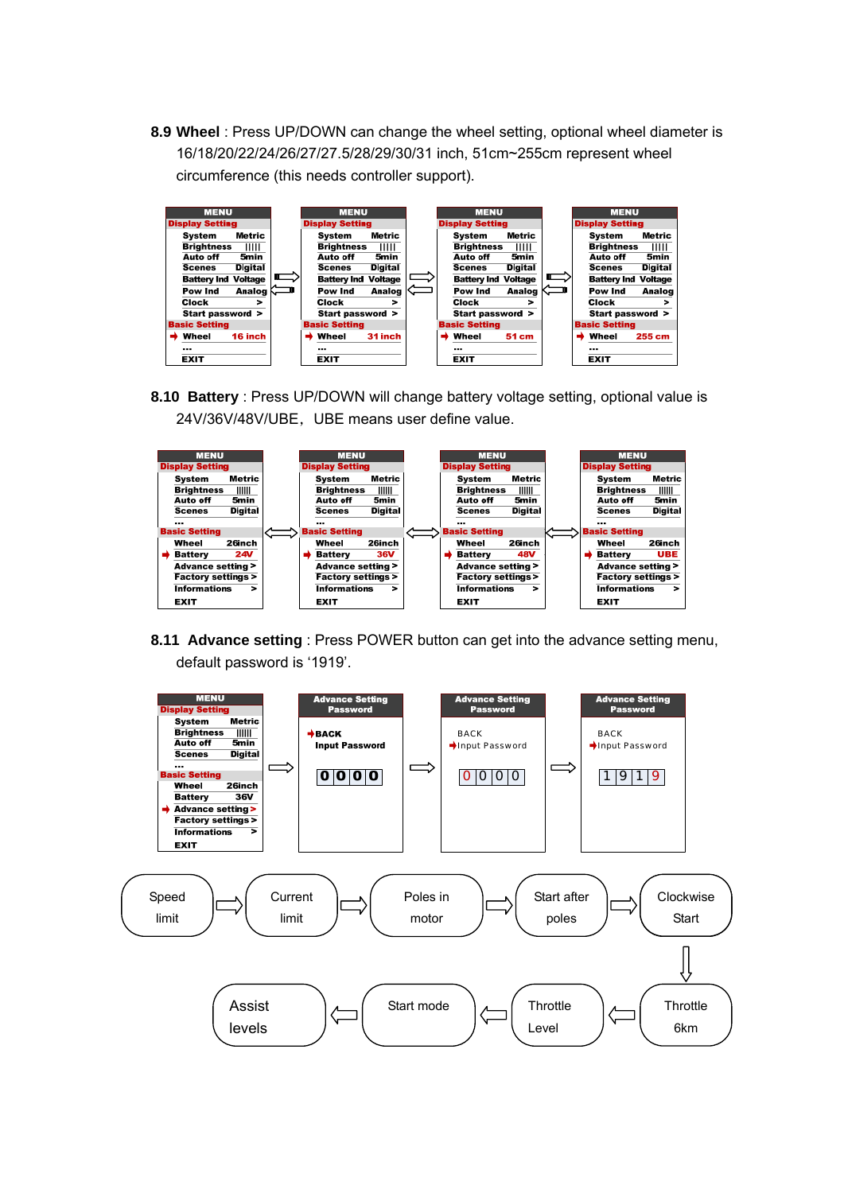**8.9 Wheel** : Press UP/DOWN can change the wheel setting, optional wheel diameter is 16/18/20/22/24/26/27/27.5/28/29/30/31 inch, 51cm~255cm represent wheel circumference (this needs controller support).

| MENU | | MENU | | MENU | | MENU | |
|---|---|---|---|---|---|---|---|
| Display Setting | | Display Setting | | Display Setting | | Display Setting | |
| System | Metric | System | Metric | System | Metric | System | Metric |
| Brightness | ||||| | Brightness | ||||| | Brightness | ||||| | Brightness | ||||| |
| Auto off | 5min | Auto off | 5min | Auto off | 5min | Auto off | 5min |
| Scenes | Digital | Scenes | Digital | Scenes | Digital | Scenes | Digital |
| Battery Ind | Voltage | Battery Ind | Voltage | Battery Ind | Voltage | Battery Ind | Voltage |
| Pow Ind | Analog | Pow Ind | Analog | Pow Ind | Analog | Pow Ind | Analog |
| Clock | > | Clock | > | Clock | > | Clock | > |
| Start password | > | Start password | > | Start password | > | Start password | > |
| Basic Setting | | Basic Setting | | Basic Setting | | Basic Setting | |
| Wheel | 16 inch | Wheel | 31 inch | Wheel | 51 cm | Wheel | 255 cm |
| ... | | ... | | ... | | ... | |
| EXIT | | EXIT | | EXIT | | EXIT | |

**8.10 Battery** : Press UP/DOWN will change battery voltage setting, optional value is 24V/36V/48V/UBE，UBE means user define value.

| MENU | | MENU | | MENU | | MENU | |
|---|---|---|---|---|---|---|---|
| Display Setting | | Display Setting | | Display Setting | | Display Setting | |
| System | Metric | System | Metric | System | Metric | System | Metric |
| Brightness | |||||| | Brightness | |||||| | Brightness | |||||| | Brightness | |||||| |
| Auto off | 5min | Auto off | 5min | Auto off | 5min | Auto off | 5min |
| Scenes | Digital | Scenes | Digital | Scenes | Digital | Scenes | Digital |
| ... | | ... | | ... | | ... | |
| Basic Setting | | Basic Setting | | Basic Setting | | Basic Setting | |
| Wheel | 26inch | Wheel | 26inch | Wheel | 26inch | Wheel | 26inch |
| Battery | 24V | Battery | 36V | Battery | 48V | Battery | UBE |
| Advance setting | > | Advance setting | > | Advance setting | > | Advance setting | > |
| Factory settings | > | Factory settings | > | Factory settings | > | Factory settings | > |
| Informations | > | Informations | > | Informations | > | Informations | > |
| EXIT | | EXIT | | EXIT | | EXIT | |

**8.11 Advance setting** : Press POWER button can get into the advance setting menu, default password is ‘1919’.

| MENU | |
|---|---|
| Display Setting | |
| System | Metric |
| Brightness | |||||| |
| Auto off | 5min |
| Scenes | Digital |
| ... | |
| Basic Setting | |
| Wheel | 26inch |
| Battery | 36V |
| Advance setting | > |
| Factory settings | > |
| Informations | > |
| EXIT | |

→ Advance Setting Password: BACK / Input Password: 0 0 0 0 → Advance Setting Password: BACK / Input Password: 0 0 0 0 → Advance Setting Password: BACK / Input Password: 1 9 1 9

Speed limit → Current limit → Poles in motor → Start after poles → Clockwise Start → Throttle 6km → Throttle Level → Start mode → Assist levels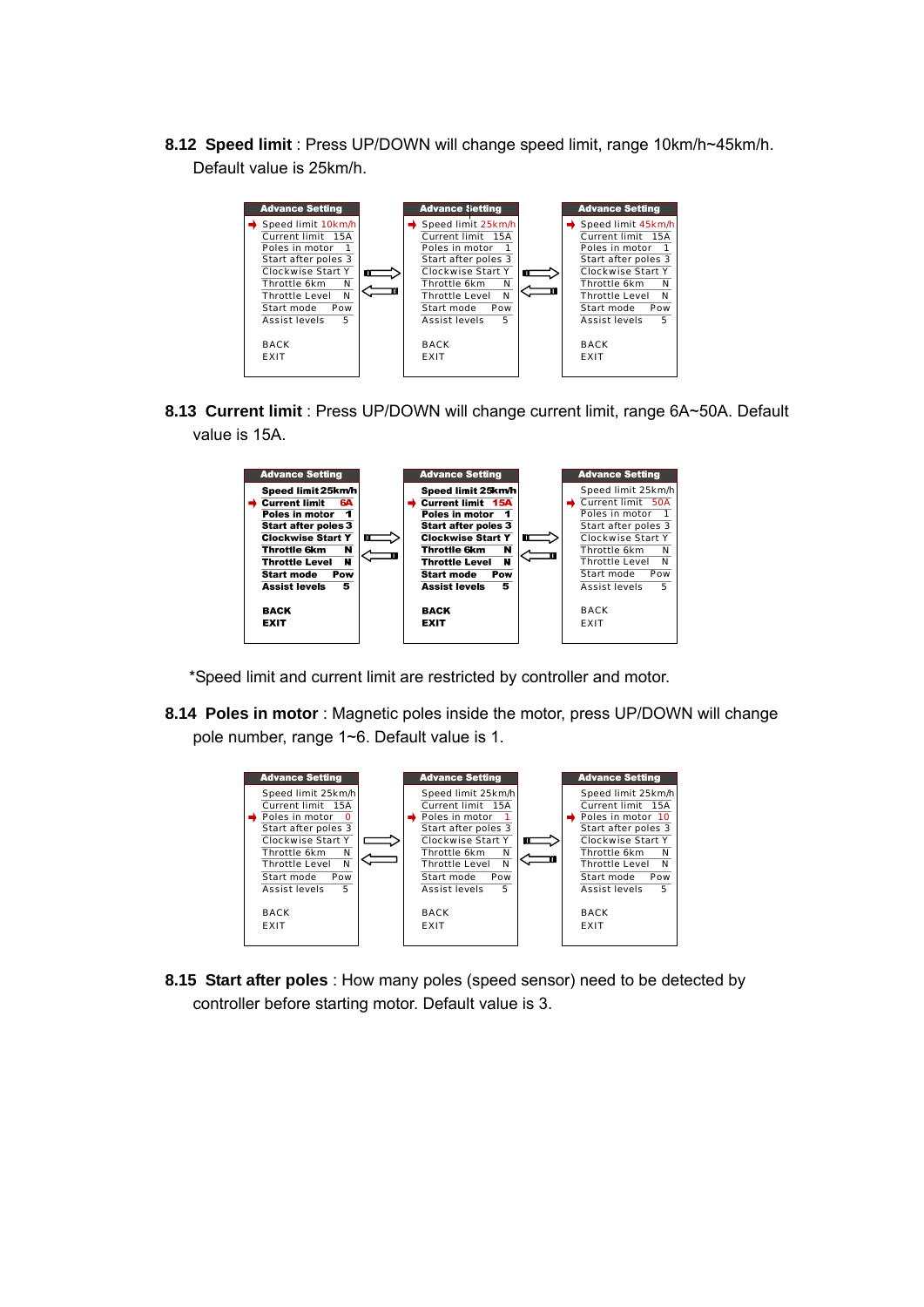**8.12 Speed limit** : Press UP/DOWN will change speed limit, range 10km/h~45km/h. Default value is 25km/h.

| Advance Setting | | Advance Setting | | Advance Setting |
|---|---|---|---|---|
| ➔ Speed limit 10km/h | | ➔ Speed limit 25km/h | | ➔ Speed limit 45km/h |
| Current limit 15A | | Current limit 15A | | Current limit 15A |
| Poles in motor 1 | | Poles in motor 1 | | Poles in motor 1 |
| Start after poles 3 | ⇨ | Start after poles 3 | ⇨ | Start after poles 3 |
| Clockwise Start Y | ⇦ | Clockwise Start Y | ⇦ | Clockwise Start Y |
| Throttle 6km N | | Throttle 6km N | | Throttle 6km N |
| Throttle Level N | | Throttle Level N | | Throttle Level N |
| Start mode Pow | | Start mode Pow | | Start mode Pow |
| Assist levels 5 | | Assist levels 5 | | Assist levels 5 |
| BACK | | BACK | | BACK |
| EXIT | | EXIT | | EXIT |

**8.13 Current limit** : Press UP/DOWN will change current limit, range 6A~50A. Default value is 15A.

| Advance Setting | | Advance Setting | | Advance Setting |
|---|---|---|---|---|
| Speed limit 25km/h | | Speed limit 25km/h | | Speed limit 25km/h |
| ➔ Current limit 6A | | ➔ Current limit 15A | | ➔ Current limit 50A |
| Poles in motor 1 | | Poles in motor 1 | | Poles in motor 1 |
| Start after poles 3 | ⇨ | Start after poles 3 | ⇨ | Start after poles 3 |
| Clockwise Start Y | ⇦ | Clockwise Start Y | ⇦ | Clockwise Start Y |
| Throttle 6km N | | Throttle 6km N | | Throttle 6km N |
| Throttle Level N | | Throttle Level N | | Throttle Level N |
| Start mode Pow | | Start mode Pow | | Start mode Pow |
| Assist levels 5 | | Assist levels 5 | | Assist levels 5 |
| BACK | | BACK | | BACK |
| EXIT | | EXIT | | EXIT |

*Speed limit and current limit are restricted by controller and motor.

**8.14 Poles in motor** : Magnetic poles inside the motor, press UP/DOWN will change pole number, range 1~6. Default value is 1.

| Advance Setting | | Advance Setting | | Advance Setting |
|---|---|---|---|---|
| Speed limit 25km/h | | Speed limit 25km/h | | Speed limit 25km/h |
| Current limit 15A | | Current limit 15A | | Current limit 15A |
| ➔ Poles in motor 0 | | ➔ Poles in motor 1 | | ➔ Poles in motor 10 |
| Start after poles 3 | ⇨ | Start after poles 3 | ⇨ | Start after poles 3 |
| Clockwise Start Y | ⇦ | Clockwise Start Y | ⇦ | Clockwise Start Y |
| Throttle 6km N | | Throttle 6km N | | Throttle 6km N |
| Throttle Level N | | Throttle Level N | | Throttle Level N |
| Start mode Pow | | Start mode Pow | | Start mode Pow |
| Assist levels 5 | | Assist levels 5 | | Assist levels 5 |
| BACK | | BACK | | BACK |
| EXIT | | EXIT | | EXIT |

**8.15 Start after poles** : How many poles (speed sensor) need to be detected by controller before starting motor. Default value is 3.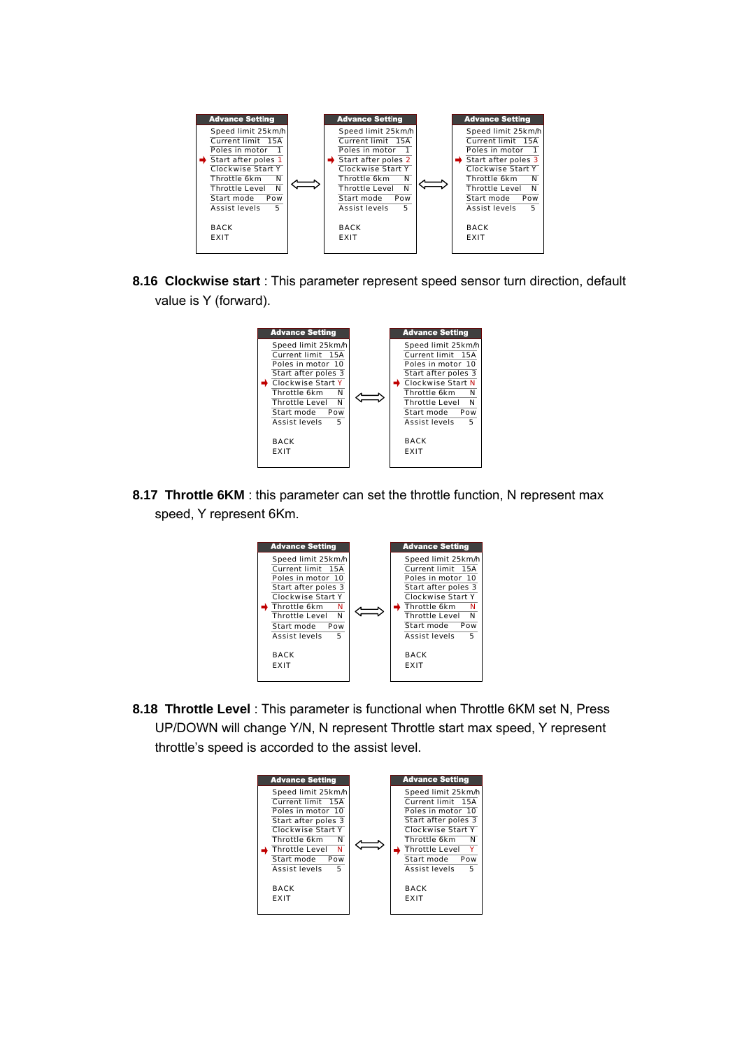| Advance Setting | | ⟺ | Advance Setting | | ⟺ | Advance Setting | |
|---|---|---|---|---|---|---|---|
| Speed limit | 25km/h | | Speed limit | 25km/h | | Speed limit | 25km/h |
| Current limit | 15A | | Current limit | 15A | | Current limit | 15A |
| Poles in motor | 1 | | Poles in motor | 1 | | Poles in motor | 1 |
| ➡ Start after poles | 1 | | ➡ Start after poles | 2 | | ➡ Start after poles | 3 |
| Clockwise Start | Y | | Clockwise Start | Y | | Clockwise Start | Y |
| Throttle 6km | N | | Throttle 6km | N | | Throttle 6km | N |
| Throttle Level | N | | Throttle Level | N | | Throttle Level | N |
| Start mode | Pow | | Start mode | Pow | | Start mode | Pow |
| Assist levels | 5 | | Assist levels | 5 | | Assist levels | 5 |
| BACK | | | BACK | | | BACK | |
| EXIT | | | EXIT | | | EXIT | |

**8.16 Clockwise start** : This parameter represent speed sensor turn direction, default value is Y (forward).

| Advance Setting | | ⟺ | Advance Setting | |
|---|---|---|---|---|
| Speed limit | 25km/h | | Speed limit | 25km/h |
| Current limit | 15A | | Current limit | 15A |
| Poles in motor | 10 | | Poles in motor | 10 |
| Start after poles | 3 | | Start after poles | 3 |
| ➡ Clockwise Start | Y | | ➡ Clockwise Start | N |
| Throttle 6km | N | | Throttle 6km | N |
| Throttle Level | N | | Throttle Level | N |
| Start mode | Pow | | Start mode | Pow |
| Assist levels | 5 | | Assist levels | 5 |
| BACK | | | BACK | |
| EXIT | | | EXIT | |

**8.17 Throttle 6KM** : this parameter can set the throttle function, N represent max speed, Y represent 6Km.

| Advance Setting | | ⟺ | Advance Setting | |
|---|---|---|---|---|
| Speed limit | 25km/h | | Speed limit | 25km/h |
| Current limit | 15A | | Current limit | 15A |
| Poles in motor | 10 | | Poles in motor | 10 |
| Start after poles | 3 | | Start after poles | 3 |
| Clockwise Start | Y | | Clockwise Start | Y |
| ➡ Throttle 6km | N | | ➡ Throttle 6km | N |
| Throttle Level | N | | Throttle Level | N |
| Start mode | Pow | | Start mode | Pow |
| Assist levels | 5 | | Assist levels | 5 |
| BACK | | | BACK | |
| EXIT | | | EXIT | |

**8.18 Throttle Level** : This parameter is functional when Throttle 6KM set N, Press UP/DOWN will change Y/N, N represent Throttle start max speed, Y represent throttle's speed is accorded to the assist level.

| Advance Setting | | ⟺ | Advance Setting | |
|---|---|---|---|---|
| Speed limit | 25km/h | | Speed limit | 25km/h |
| Current limit | 15A | | Current limit | 15A |
| Poles in motor | 10 | | Poles in motor | 10 |
| Start after poles | 3 | | Start after poles | 3 |
| Clockwise Start | Y | | Clockwise Start | Y |
| Throttle 6km | N | | Throttle 6km | N |
| ➡ Throttle Level | N | | ➡ Throttle Level | Y |
| Start mode | Pow | | Start mode | Pow |
| Assist levels | 5 | | Assist levels | 5 |
| BACK | | | BACK | |
| EXIT | | | EXIT | |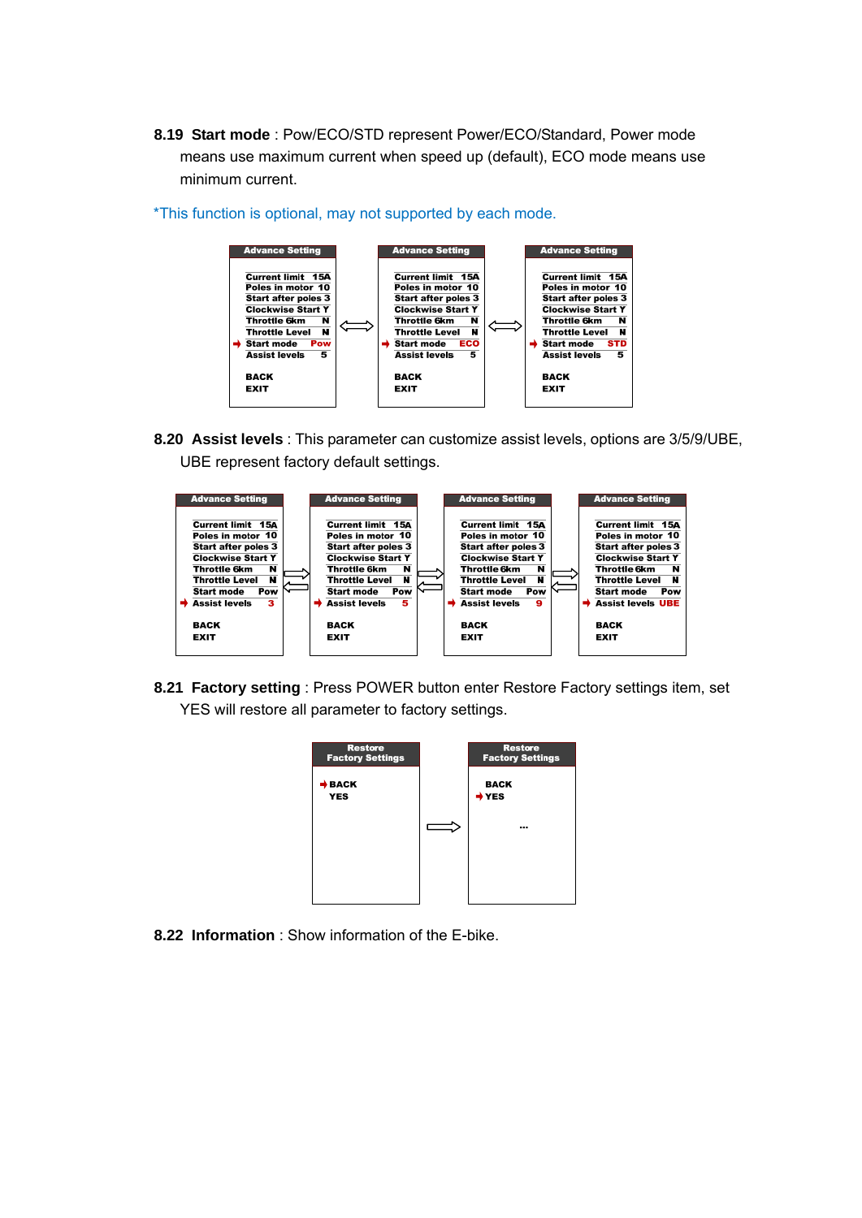**8.19 Start mode** : Pow/ECO/STD represent Power/ECO/Standard, Power mode means use maximum current when speed up (default), ECO mode means use minimum current.

*This function is optional, may not supported by each mode.

| Advance Setting | Advance Setting | Advance Setting |
|---|---|---|
| Current limit 15A | Current limit 15A | Current limit 15A |
| Poles in motor 10 | Poles in motor 10 | Poles in motor 10 |
| Start after poles 3 | Start after poles 3 | Start after poles 3 |
| Clockwise Start Y | Clockwise Start Y | Clockwise Start Y |
| Throttle 6km N | Throttle 6km N | Throttle 6km N |
| Throttle Level N | Throttle Level N | Throttle Level N |
| ➔ Start mode Pow | ➔ Start mode ECO | ➔ Start mode STD |
| Assist levels 5 | Assist levels 5 | Assist levels 5 |
| BACK | BACK | BACK |
| EXIT | EXIT | EXIT |

**8.20 Assist levels** : This parameter can customize assist levels, options are 3/5/9/UBE, UBE represent factory default settings.

| Advance Setting | Advance Setting | Advance Setting | Advance Setting |
|---|---|---|---|
| Current limit 15A | Current limit 15A | Current limit 15A | Current limit 15A |
| Poles in motor 10 | Poles in motor 10 | Poles in motor 10 | Poles in motor 10 |
| Start after poles 3 | Start after poles 3 | Start after poles 3 | Start after poles 3 |
| Clockwise Start Y | Clockwise Start Y | Clockwise Start Y | Clockwise Start Y |
| Throttle 6km N | Throttle 6km N | Throttle 6km N | Throttle 6km N |
| Throttle Level N | Throttle Level N | Throttle Level N | Throttle Level N |
| Start mode Pow | Start mode Pow | Start mode Pow | Start mode Pow |
| ➔ Assist levels 3 | ➔ Assist levels 5 | ➔ Assist levels 9 | ➔ Assist levels UBE |
| BACK | BACK | BACK | BACK |
| EXIT | EXIT | EXIT | EXIT |

**8.21 Factory setting** : Press POWER button enter Restore Factory settings item, set YES will restore all parameter to factory settings.

| Restore Factory Settings | Restore Factory Settings |
|---|---|
| ➔ BACK | BACK |
| YES | ➔ YES |
| | ... |

**8.22 Information** : Show information of the E-bike.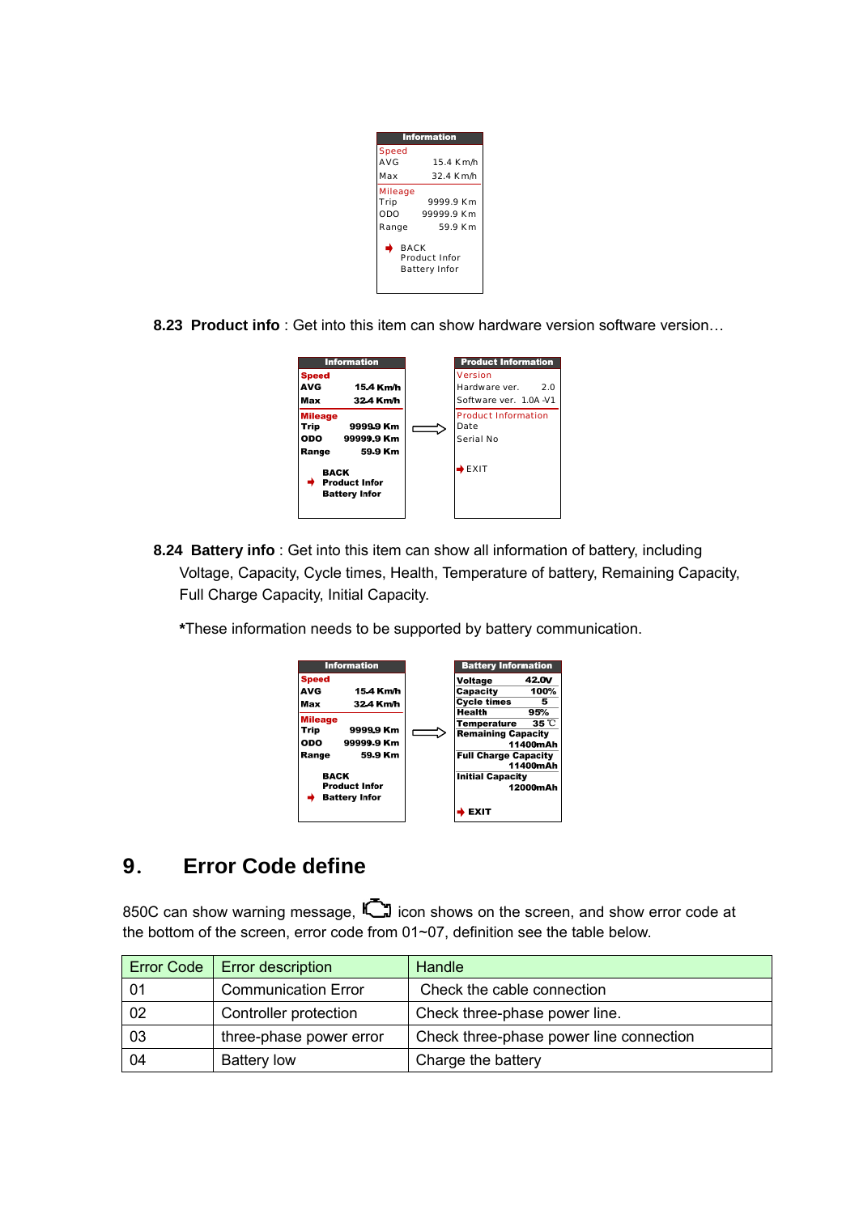Information

Speed
AVG 15.4 Km/h
Max 32.4 Km/h

Mileage
Trip 9999.9 Km
ODO 99999.9 Km
Range 59.9 Km

BACK
Product Infor
Battery Infor

**8.23 Product info** : Get into this item can show hardware version software version…

Information

Speed
AVG 15.4 Km/h
Max 32.4 Km/h

Mileage
Trip 9999.9 Km
ODO 99999.9 Km
Range 59.9 Km

BACK
Product Infor
Battery Infor

Product Information

Version
Hardware ver. 2.0
Software ver. 1.0A -V1

Product Information
Date
Serial No

EXIT

**8.24 Battery info** : Get into this item can show all information of battery, including Voltage, Capacity, Cycle times, Health, Temperature of battery, Remaining Capacity, Full Charge Capacity, Initial Capacity.

*These information needs to be supported by battery communication.

Information

Speed
AVG 15.4 Km/h
Max 32.4 Km/h

Mileage
Trip 9999.9 Km
ODO 99999.9 Km
Range 59.9 Km

BACK
Product Infor
Battery Infor

Battery Information

Voltage 42.0V
Capacity 100%
Cycle times 5
Health 95%
Temperature 35 ℃
Remaining Capacity 11400mAh
Full Charge Capacity 11400mAh
Initial Capacity 12000mAh

EXIT

# 9. Error Code define

850C can show warning message, icon shows on the screen, and show error code at the bottom of the screen, error code from 01~07, definition see the table below.

| Error Code | Error description | Handle |
|---|---|---|
| 01 | Communication Error | Check the cable connection |
| 02 | Controller protection | Check three-phase power line. |
| 03 | three-phase power error | Check three-phase power line connection |
| 04 | Battery low | Charge the battery |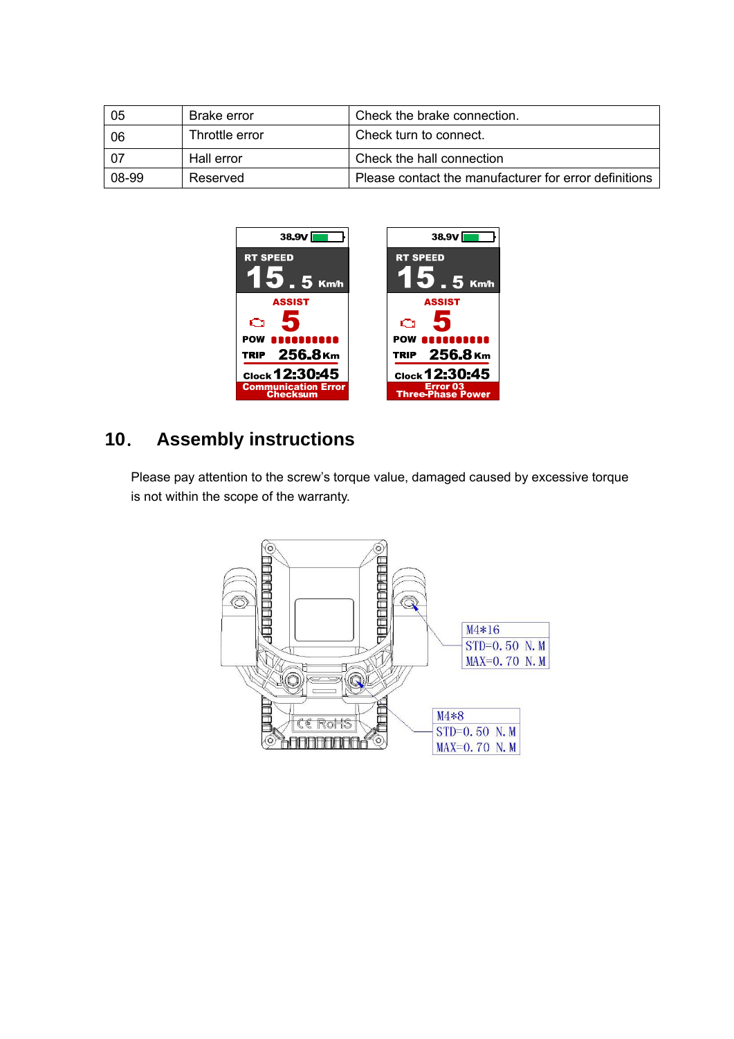| 05 | Brake error | Check the brake connection. |
|---|---|---|
| 06 | Throttle error | Check turn to connect. |
| 07 | Hall error | Check the hall connection |
| 08-99 | Reserved | Please contact the manufacturer for error definitions |

## 10. Assembly instructions

Please pay attention to the screw's torque value, damaged caused by excessive torque is not within the scope of the warranty.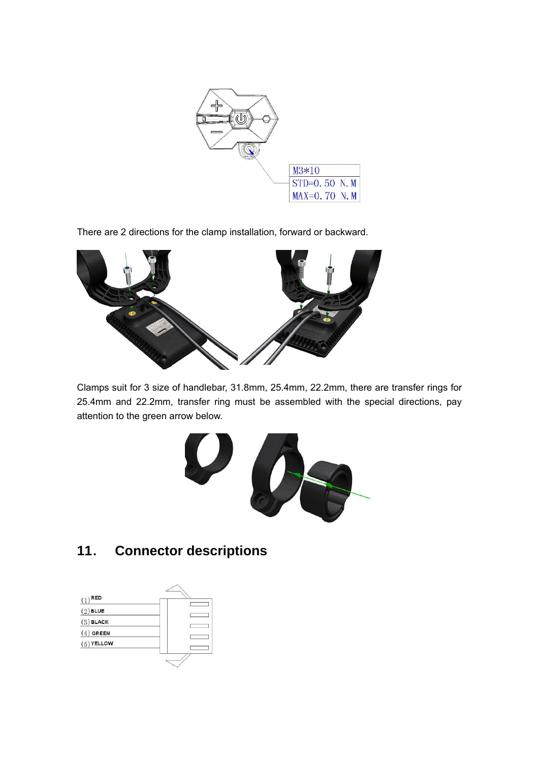M3*10
STD=0.50 N.M
MAX=0.70 N.M

There are 2 directions for the clamp installation, forward or backward.

Clamps suit for 3 size of handlebar, 31.8mm, 25.4mm, 22.2mm, there are transfer rings for 25.4mm and 22.2mm, transfer ring must be assembled with the special directions, pay attention to the green arrow below.

## 11. Connector descriptions

(1) RED
(2) BLUE
(3) BLACK
(4) GREEN
(5) YELLOW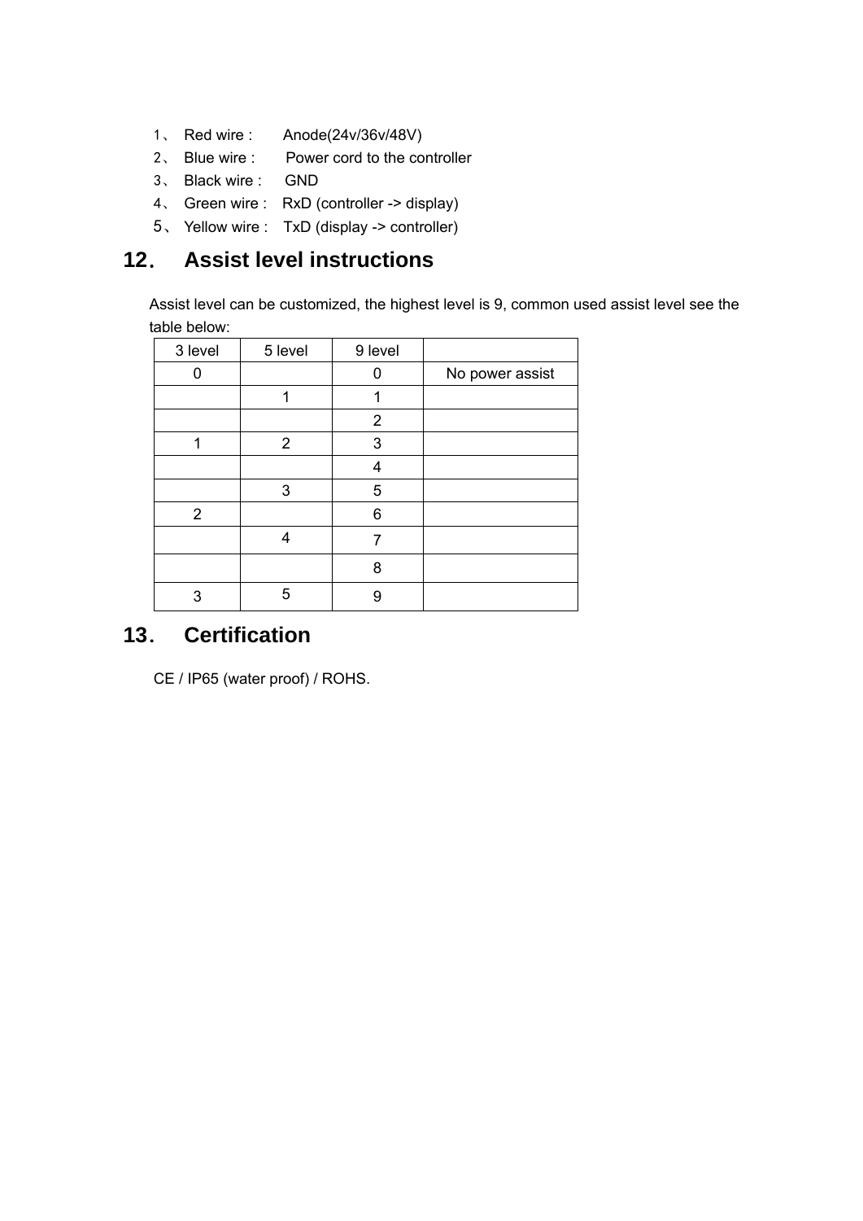1、 Red wire :  Anode(24v/36v/48V)
2、 Blue wire :  Power cord to the controller
3、 Black wire :  GND
4、 Green wire :  RxD (controller -> display)
5、 Yellow wire :  TxD (display -> controller)

## 12. Assist level instructions

Assist level can be customized, the highest level is 9, common used assist level see the table below:

| 3 level | 5 level | 9 level | |
|---|---|---|---|
| 0 | | 0 | No power assist |
| | 1 | 1 | |
| | | 2 | |
| 1 | 2 | 3 | |
| | | 4 | |
| | 3 | 5 | |
| 2 | | 6 | |
| | 4 | 7 | |
| | | 8 | |
| 3 | 5 | 9 | |

## 13. Certification

CE / IP65 (water proof) / ROHS.